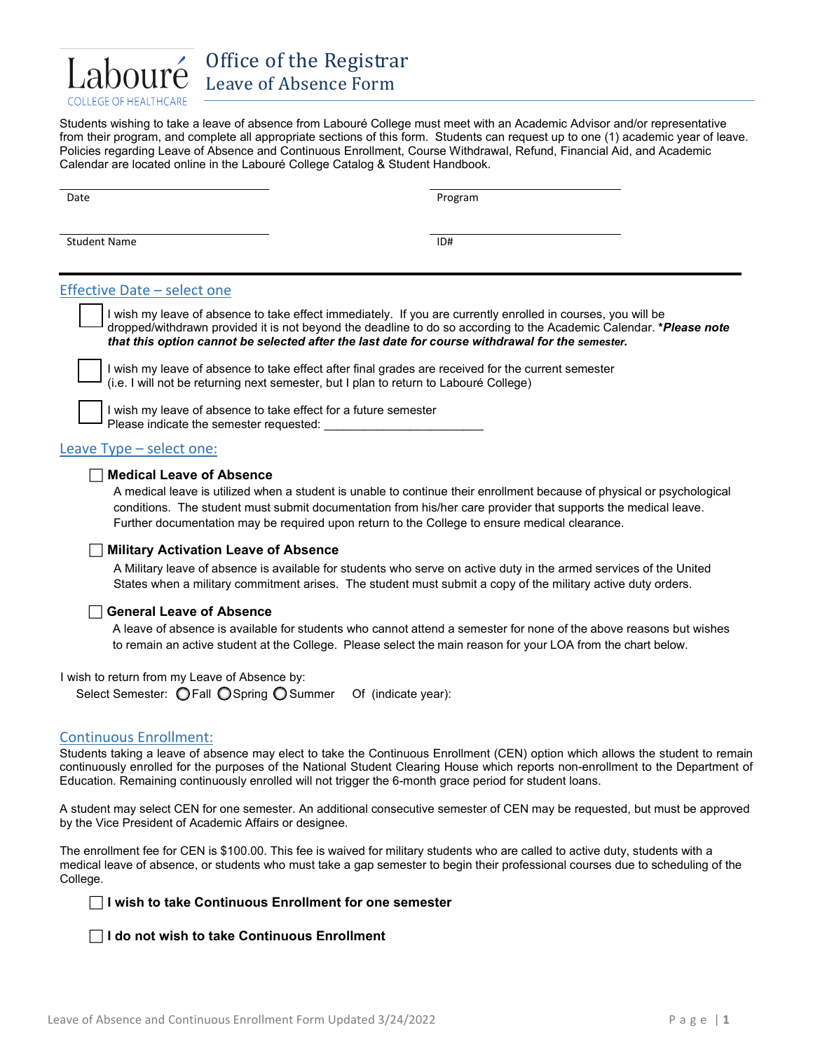Labouré
COLLEGE OF HEALTHCARE

# Office of the Registrar
## Leave of Absence Form

Students wishing to take a leave of absence from Labouré College must meet with an Academic Advisor and/or representative from their program, and complete all appropriate sections of this form. Students can request up to one (1) academic year of leave. Policies regarding Leave of Absence and Continuous Enrollment, Course Withdrawal, Refund, Financial Aid, and Academic Calendar are located online in the Labouré College Catalog & Student Handbook.

Date ____________________ Program ____________________

Student Name ____________________ ID# ____________________

---

## Effective Date – select one

☐ I wish my leave of absence to take effect immediately. If you are currently enrolled in courses, you will be dropped/withdrawn provided it is not beyond the deadline to do so according to the Academic Calendar. ***Please note that this option cannot be selected after the last date for course withdrawal for the semester.***

☐ I wish my leave of absence to take effect after final grades are received for the current semester (i.e. I will not be returning next semester, but I plan to return to Labouré College)

☐ I wish my leave of absence to take effect for a future semester
Please indicate the semester requested: ________________________

## Leave Type – select one:

☐ **Medical Leave of Absence**
A medical leave is utilized when a student is unable to continue their enrollment because of physical or psychological conditions. The student must submit documentation from his/her care provider that supports the medical leave. Further documentation may be required upon return to the College to ensure medical clearance.

☐ **Military Activation Leave of Absence**
A Military leave of absence is available for students who serve on active duty in the armed services of the United States when a military commitment arises. The student must submit a copy of the military active duty orders.

☐ **General Leave of Absence**
A leave of absence is available for students who cannot attend a semester for none of the above reasons but wishes to remain an active student at the College. Please select the main reason for your LOA from the chart below.

I wish to return from my Leave of Absence by:
Select Semester: ○ Fall ○ Spring ○ Summer Of (indicate year):

## Continuous Enrollment:

Students taking a leave of absence may elect to take the Continuous Enrollment (CEN) option which allows the student to remain continuously enrolled for the purposes of the National Student Clearing House which reports non-enrollment to the Department of Education. Remaining continuously enrolled will not trigger the 6-month grace period for student loans.

A student may select CEN for one semester. An additional consecutive semester of CEN may be requested, but must be approved by the Vice President of Academic Affairs or designee.

The enrollment fee for CEN is $100.00. This fee is waived for military students who are called to active duty, students with a medical leave of absence, or students who must take a gap semester to begin their professional courses due to scheduling of the College.

☐ **I wish to take Continuous Enrollment for one semester**

☐ **I do not wish to take Continuous Enrollment**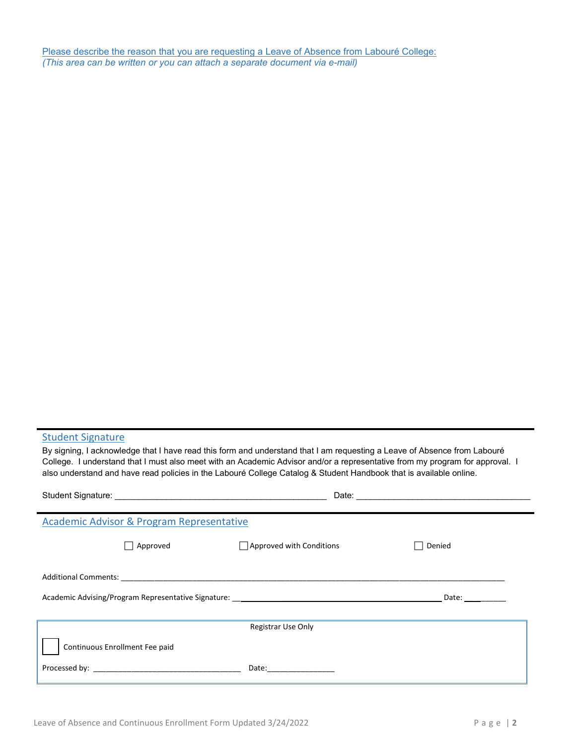Please describe the reason that you are requesting a Leave of Absence from Labouré College:
*(This area can be written or you can attach a separate document via e-mail)*

## Student Signature

By signing, I acknowledge that I have read this form and understand that I am requesting a Leave of Absence from Labouré College. I understand that I must also meet with an Academic Advisor and/or a representative from my program for approval. I also understand and have read policies in the Labouré College Catalog & Student Handbook that is available online.

Student Signature: ____________________________________________ Date: ____________________________________

## Academic Advisor & Program Representative

☐ Approved ☐ Approved with Conditions ☐ Denied

Additional Comments: ___________________________________________________________________________________________

Academic Advising/Program Representative Signature: ____________________________________________ Date: __________

Registrar Use Only

☐ Continuous Enrollment Fee paid

Processed by: ___________________________________ Date:________________